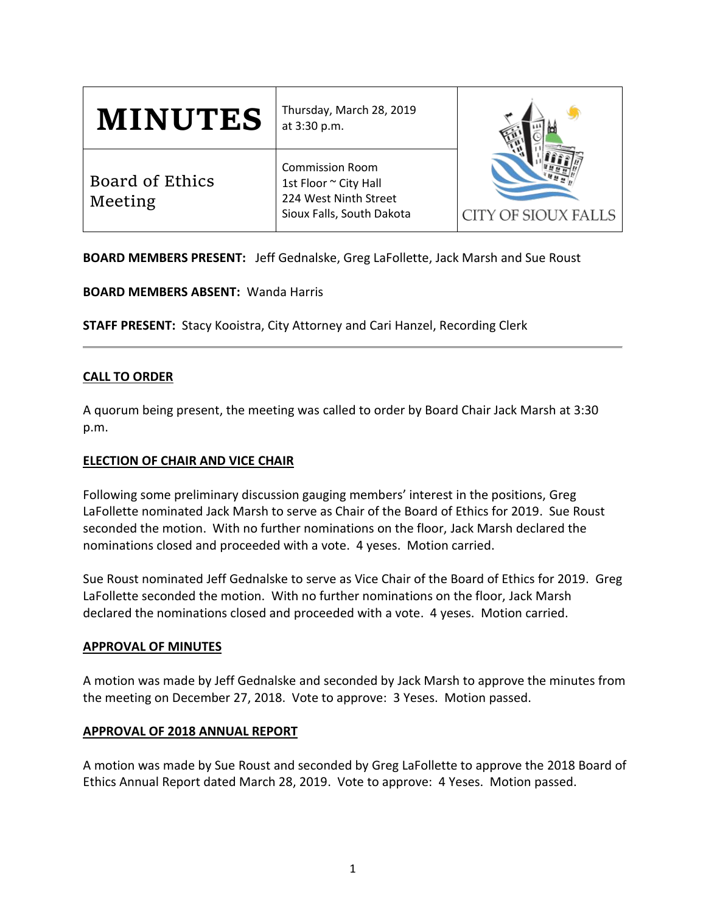| # MINUTES | Thursday, March 28, 2019 at 3:30 p.m. | CITY OF SIOUX FALLS |
| --- | --- | --- |
| Board of Ethics Meeting | Commission Room<br>1st Floor ~ City Hall<br>224 West Ninth Street<br>Sioux Falls, South Dakota | |

**BOARD MEMBERS PRESENT:** Jeff Gednalske, Greg LaFollette, Jack Marsh and Sue Roust

**BOARD MEMBERS ABSENT:** Wanda Harris

**STAFF PRESENT:** Stacy Kooistra, City Attorney and Cari Hanzel, Recording Clerk

---

## CALL TO ORDER

A quorum being present, the meeting was called to order by Board Chair Jack Marsh at 3:30 p.m.

## ELECTION OF CHAIR AND VICE CHAIR

Following some preliminary discussion gauging members' interest in the positions, Greg LaFollette nominated Jack Marsh to serve as Chair of the Board of Ethics for 2019. Sue Roust seconded the motion. With no further nominations on the floor, Jack Marsh declared the nominations closed and proceeded with a vote. 4 yeses. Motion carried.

Sue Roust nominated Jeff Gednalske to serve as Vice Chair of the Board of Ethics for 2019. Greg LaFollette seconded the motion. With no further nominations on the floor, Jack Marsh declared the nominations closed and proceeded with a vote. 4 yeses. Motion carried.

## APPROVAL OF MINUTES

A motion was made by Jeff Gednalske and seconded by Jack Marsh to approve the minutes from the meeting on December 27, 2018. Vote to approve: 3 Yeses. Motion passed.

## APPROVAL OF 2018 ANNUAL REPORT

A motion was made by Sue Roust and seconded by Greg LaFollette to approve the 2018 Board of Ethics Annual Report dated March 28, 2019. Vote to approve: 4 Yeses. Motion passed.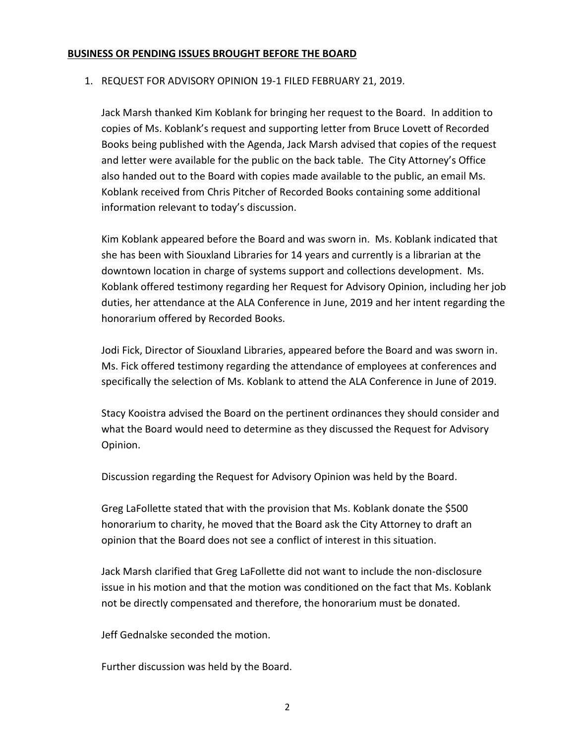**BUSINESS OR PENDING ISSUES BROUGHT BEFORE THE BOARD**

1. REQUEST FOR ADVISORY OPINION 19-1 FILED FEBRUARY 21, 2019.

   Jack Marsh thanked Kim Koblank for bringing her request to the Board. In addition to copies of Ms. Koblank's request and supporting letter from Bruce Lovett of Recorded Books being published with the Agenda, Jack Marsh advised that copies of the request and letter were available for the public on the back table. The City Attorney's Office also handed out to the Board with copies made available to the public, an email Ms. Koblank received from Chris Pitcher of Recorded Books containing some additional information relevant to today's discussion.

   Kim Koblank appeared before the Board and was sworn in. Ms. Koblank indicated that she has been with Siouxland Libraries for 14 years and currently is a librarian at the downtown location in charge of systems support and collections development. Ms. Koblank offered testimony regarding her Request for Advisory Opinion, including her job duties, her attendance at the ALA Conference in June, 2019 and her intent regarding the honorarium offered by Recorded Books.

   Jodi Fick, Director of Siouxland Libraries, appeared before the Board and was sworn in. Ms. Fick offered testimony regarding the attendance of employees at conferences and specifically the selection of Ms. Koblank to attend the ALA Conference in June of 2019.

   Stacy Kooistra advised the Board on the pertinent ordinances they should consider and what the Board would need to determine as they discussed the Request for Advisory Opinion.

   Discussion regarding the Request for Advisory Opinion was held by the Board.

   Greg LaFollette stated that with the provision that Ms. Koblank donate the $500 honorarium to charity, he moved that the Board ask the City Attorney to draft an opinion that the Board does not see a conflict of interest in this situation.

   Jack Marsh clarified that Greg LaFollette did not want to include the non-disclosure issue in his motion and that the motion was conditioned on the fact that Ms. Koblank not be directly compensated and therefore, the honorarium must be donated.

   Jeff Gednalske seconded the motion.

   Further discussion was held by the Board.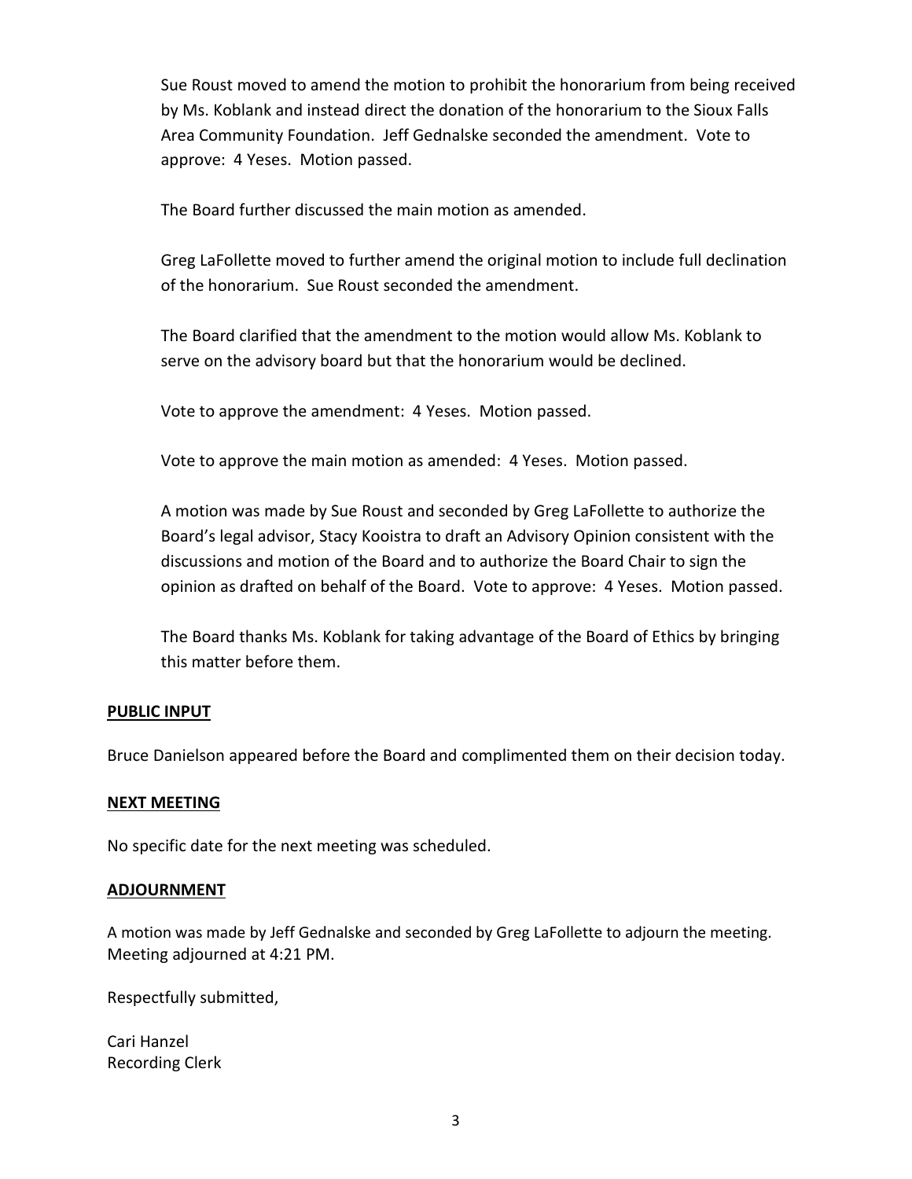Sue Roust moved to amend the motion to prohibit the honorarium from being received by Ms. Koblank and instead direct the donation of the honorarium to the Sioux Falls Area Community Foundation. Jeff Gednalske seconded the amendment. Vote to approve: 4 Yeses. Motion passed.

The Board further discussed the main motion as amended.

Greg LaFollette moved to further amend the original motion to include full declination of the honorarium. Sue Roust seconded the amendment.

The Board clarified that the amendment to the motion would allow Ms. Koblank to serve on the advisory board but that the honorarium would be declined.

Vote to approve the amendment: 4 Yeses. Motion passed.

Vote to approve the main motion as amended: 4 Yeses. Motion passed.

A motion was made by Sue Roust and seconded by Greg LaFollette to authorize the Board's legal advisor, Stacy Kooistra to draft an Advisory Opinion consistent with the discussions and motion of the Board and to authorize the Board Chair to sign the opinion as drafted on behalf of the Board. Vote to approve: 4 Yeses. Motion passed.

The Board thanks Ms. Koblank for taking advantage of the Board of Ethics by bringing this matter before them.

**PUBLIC INPUT**

Bruce Danielson appeared before the Board and complimented them on their decision today.

**NEXT MEETING**

No specific date for the next meeting was scheduled.

**ADJOURNMENT**

A motion was made by Jeff Gednalske and seconded by Greg LaFollette to adjourn the meeting. Meeting adjourned at 4:21 PM.

Respectfully submitted,

Cari Hanzel
Recording Clerk